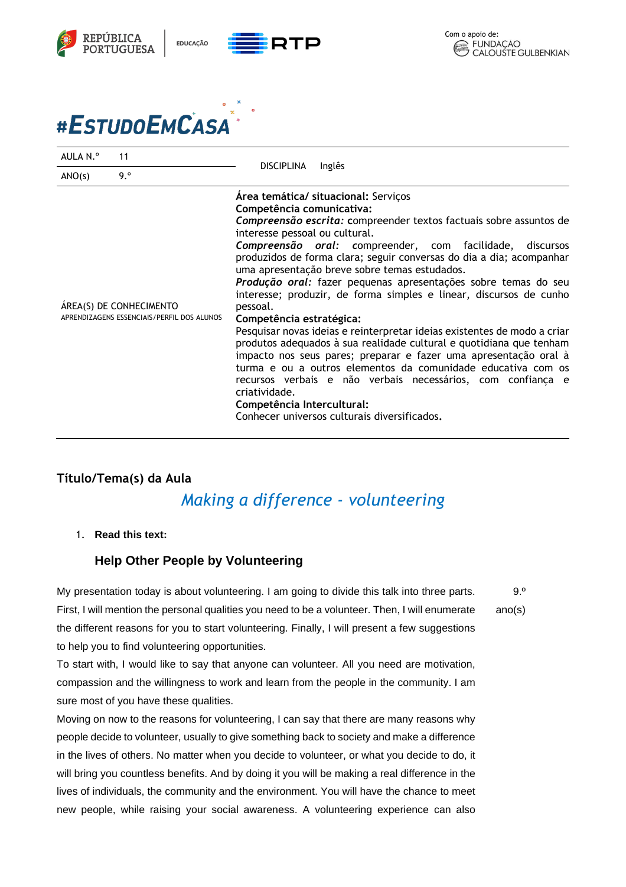República Portuguesa | Educação | RTP

Com o apoio de: Fundação Calouste Gulbenkian

# #EstudoEmCasa

| AULA N.º | 11 | DISCIPLINA | Inglês |
|---|---|---|---|
| ANO(s) | 9.º | | |

| | |
|---|---|
| ÁREA(S) DE CONHECIMENTO<br>APRENDIZAGENS ESSENCIAIS/PERFIL DOS ALUNOS | **Área temática/ situacional:** Serviços<br>**Competência comunicativa:**<br>***Compreensão escrita:*** compreender textos factuais sobre assuntos de interesse pessoal ou cultural.<br>***Compreensão oral:*** compreender, com facilidade, discursos produzidos de forma clara; seguir conversas do dia a dia; acompanhar uma apresentação breve sobre temas estudados.<br>***Produção oral:*** fazer pequenas apresentações sobre temas do seu interesse; produzir, de forma simples e linear, discursos de cunho pessoal.<br>**Competência estratégica:**<br>Pesquisar novas ideias e reinterpretar ideias existentes de modo a criar produtos adequados à sua realidade cultural e quotidiana que tenham impacto nos seus pares; preparar e fazer uma apresentação oral à turma e ou a outros elementos da comunidade educativa com os recursos verbais e não verbais necessários, com confiança e criatividade.<br>**Competência Intercultural:**<br>Conhecer universos culturais diversificados. |

## Título/Tema(s) da Aula

*Making a difference - volunteering*

1. **Read this text:**

### Help Other People by Volunteering

My presentation today is about volunteering. I am going to divide this talk into three parts. First, I will mention the personal qualities you need to be a volunteer. Then, I will enumerate the different reasons for you to start volunteering. Finally, I will present a few suggestions to help you to find volunteering opportunities.

To start with, I would like to say that anyone can volunteer. All you need are motivation, compassion and the willingness to work and learn from the people in the community. I am sure most of you have these qualities.

Moving on now to the reasons for volunteering, I can say that there are many reasons why people decide to volunteer, usually to give something back to society and make a difference in the lives of others. No matter when you decide to volunteer, or what you decide to do, it will bring you countless benefits. And by doing it you will be making a real difference in the lives of individuals, the community and the environment. You will have the chance to meet new people, while raising your social awareness. A volunteering experience can also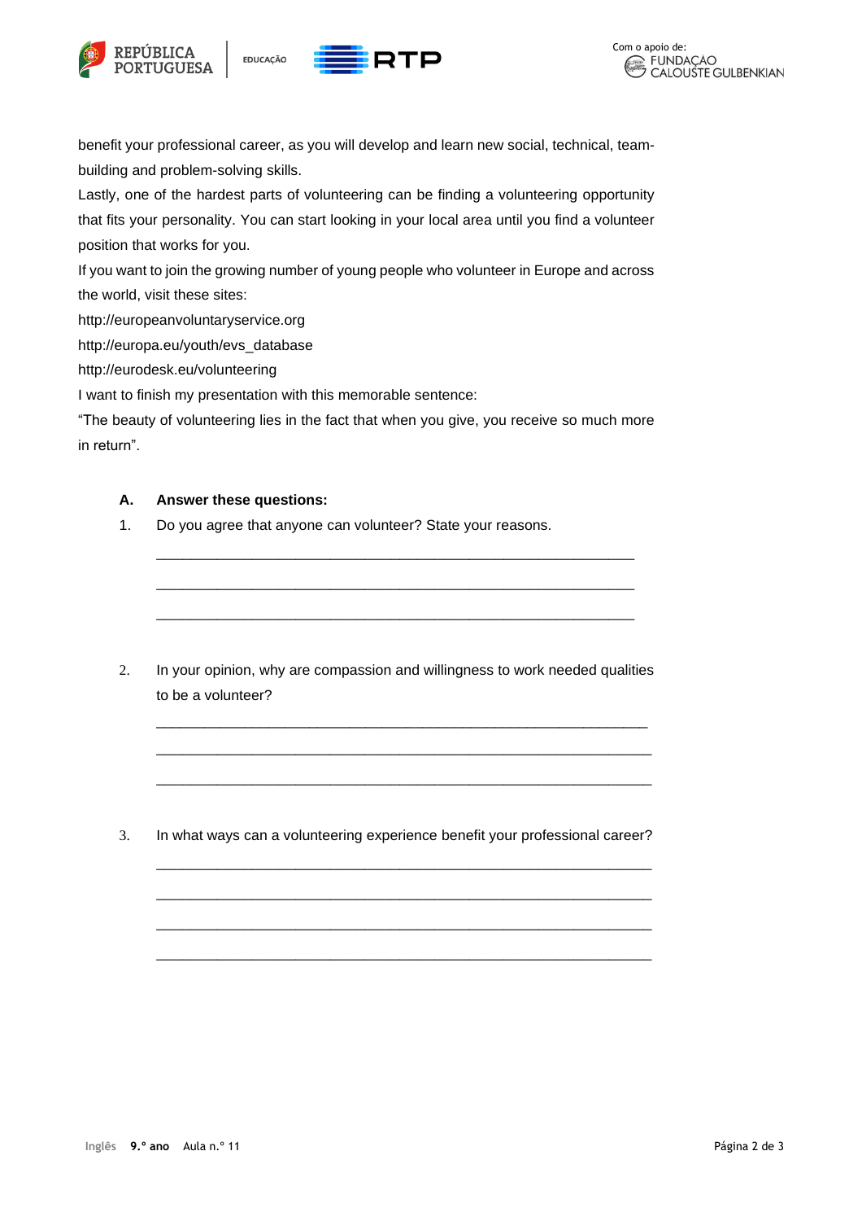benefit your professional career, as you will develop and learn new social, technical, team-building and problem-solving skills.

Lastly, one of the hardest parts of volunteering can be finding a volunteering opportunity that fits your personality. You can start looking in your local area until you find a volunteer position that works for you.

If you want to join the growing number of young people who volunteer in Europe and across the world, visit these sites:

http://europeanvoluntaryservice.org

http://europa.eu/youth/evs_database

http://eurodesk.eu/volunteering

I want to finish my presentation with this memorable sentence:

"The beauty of volunteering lies in the fact that when you give, you receive so much more in return".

**A. Answer these questions:**

1. Do you agree that anyone can volunteer? State your reasons.

   ______________________________________________________________

   ______________________________________________________________

   ______________________________________________________________

2. In your opinion, why are compassion and willingness to work needed qualities to be a volunteer?

   ______________________________________________________________

   ______________________________________________________________

   ______________________________________________________________

3. In what ways can a volunteering experience benefit your professional career?

   ______________________________________________________________

   ______________________________________________________________

   ______________________________________________________________

   ______________________________________________________________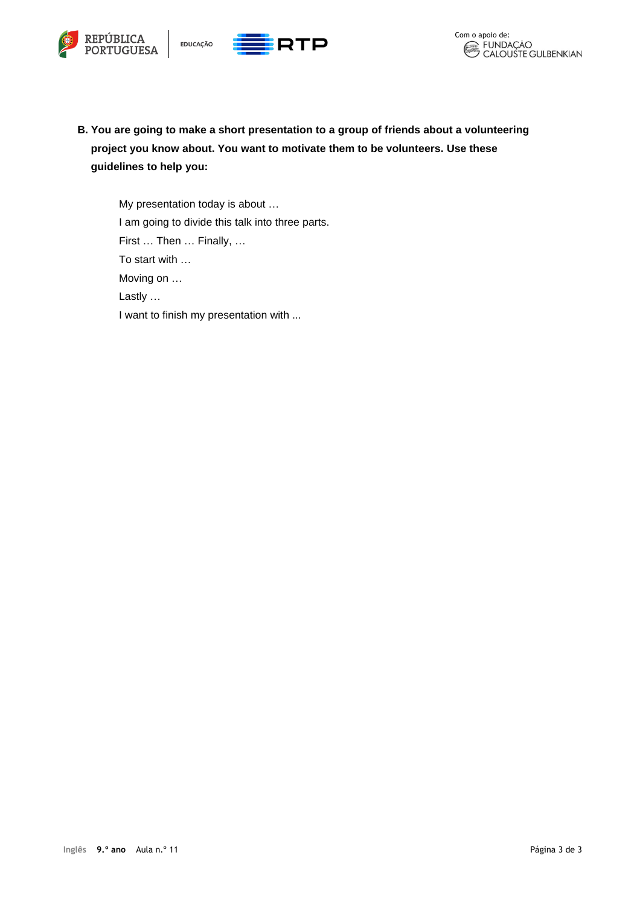**B. You are going to make a short presentation to a group of friends about a volunteering project you know about. You want to motivate them to be volunteers. Use these guidelines to help you:**

My presentation today is about …

I am going to divide this talk into three parts.

First … Then … Finally, …

To start with …

Moving on …

Lastly …

I want to finish my presentation with ...